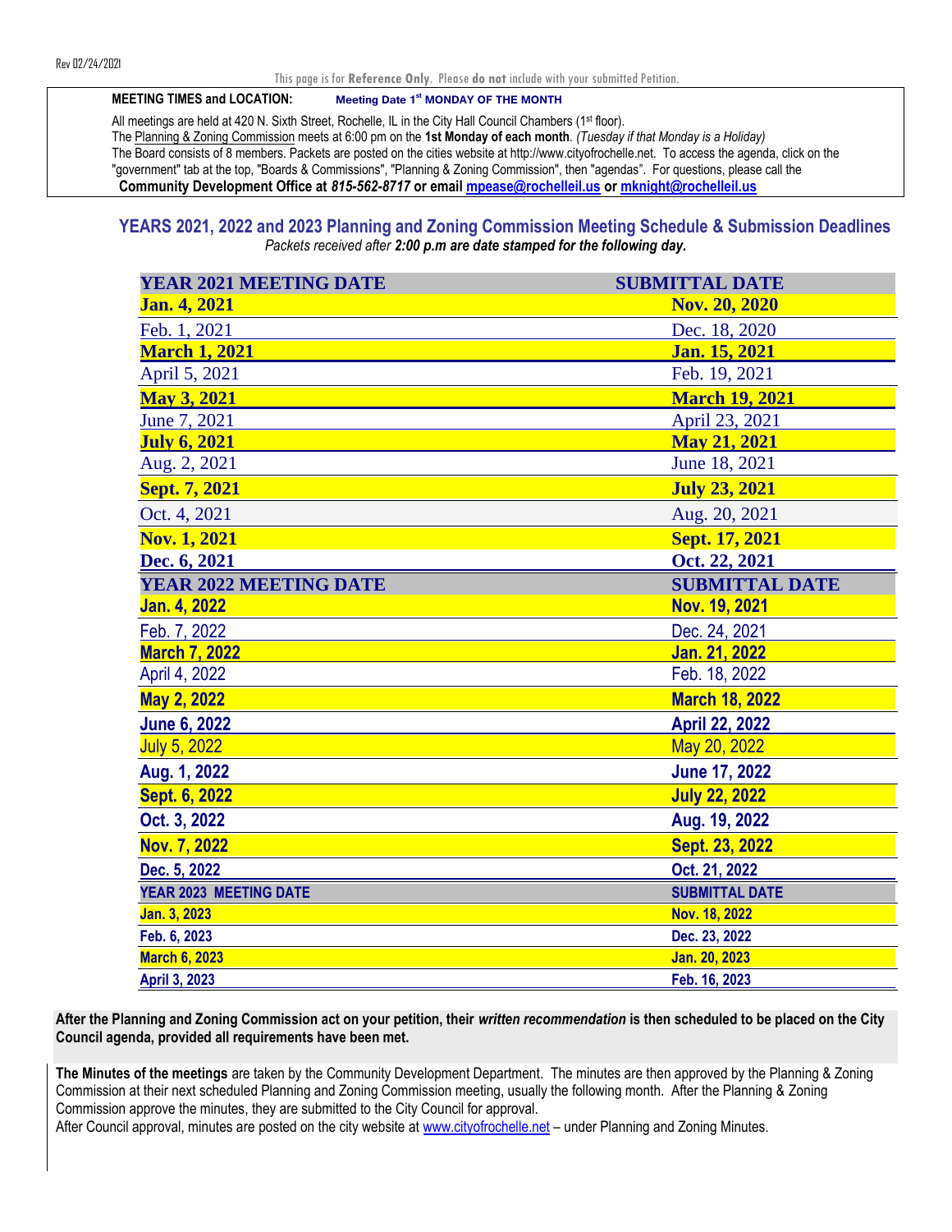Rev 02/24/2021

This page is for **Reference Only**. Please **do not** include with your submitted Petition.

**MEETING TIMES and LOCATION:** **Meeting Date 1st MONDAY OF THE MONTH**

All meetings are held at 420 N. Sixth Street, Rochelle, IL in the City Hall Council Chambers (1st floor).
The Planning & Zoning Commission meets at 6:00 pm on the **1st Monday of each month**. *(Tuesday if that Monday is a Holiday)*
The Board consists of 8 members. Packets are posted on the cities website at http://www.cityofrochelle.net. To access the agenda, click on the "government" tab at the top, "Boards & Commissions", "Planning & Zoning Commission", then "agendas". For questions, please call the **Community Development Office at** ***815-562-8717*** **or email** **mpease@rochelleil.us** **or** **mknight@rochelleil.us**

## YEARS 2021, 2022 and 2023 Planning and Zoning Commission Meeting Schedule & Submission Deadlines

*Packets received after* ***2:00 p.m*** ***are date stamped for the following day.***

| YEAR 2021 MEETING DATE | SUBMITTAL DATE |
|---|---|
| **Jan. 4, 2021** | **Nov. 20, 2020** |
| Feb. 1, 2021 | Dec. 18, 2020 |
| **March 1, 2021** | **Jan. 15, 2021** |
| April 5, 2021 | Feb. 19, 2021 |
| **May 3, 2021** | **March 19, 2021** |
| June 7, 2021 | April 23, 2021 |
| **July 6, 2021** | **May 21, 2021** |
| Aug. 2, 2021 | June 18, 2021 |
| **Sept. 7, 2021** | **July 23, 2021** |
| Oct. 4, 2021 | Aug. 20, 2021 |
| **Nov. 1, 2021** | **Sept. 17, 2021** |
| **Dec. 6, 2021** | **Oct. 22, 2021** |
| **YEAR 2022 MEETING DATE** | **SUBMITTAL DATE** |
| **Jan. 4, 2022** | **Nov. 19, 2021** |
| Feb. 7, 2022 | Dec. 24, 2021 |
| **March 7, 2022** | **Jan. 21, 2022** |
| April 4, 2022 | Feb. 18, 2022 |
| **May 2, 2022** | **March 18, 2022** |
| **June 6, 2022** | **April 22, 2022** |
| July 5, 2022 | May 20, 2022 |
| **Aug. 1, 2022** | **June 17, 2022** |
| **Sept. 6, 2022** | **July 22, 2022** |
| **Oct. 3, 2022** | **Aug. 19, 2022** |
| **Nov. 7, 2022** | **Sept. 23, 2022** |
| **Dec. 5, 2022** | **Oct. 21, 2022** |
| **YEAR 2023 MEETING DATE** | **SUBMITTAL DATE** |
| **Jan. 3, 2023** | **Nov. 18, 2022** |
| **Feb. 6, 2023** | **Dec. 23, 2022** |
| **March 6, 2023** | **Jan. 20, 2023** |
| **April 3, 2023** | **Feb. 16, 2023** |

**After the Planning and Zoning Commission act on your petition, their** ***written recommendation*** **is then scheduled to be placed on the City Council agenda, provided all requirements have been met.**

**The Minutes of the meetings** are taken by the Community Development Department. The minutes are then approved by the Planning & Zoning Commission at their next scheduled Planning and Zoning Commission meeting, usually the following month. After the Planning & Zoning Commission approve the minutes, they are submitted to the City Council for approval.
After Council approval, minutes are posted on the city website at www.cityofrochelle.net – under Planning and Zoning Minutes.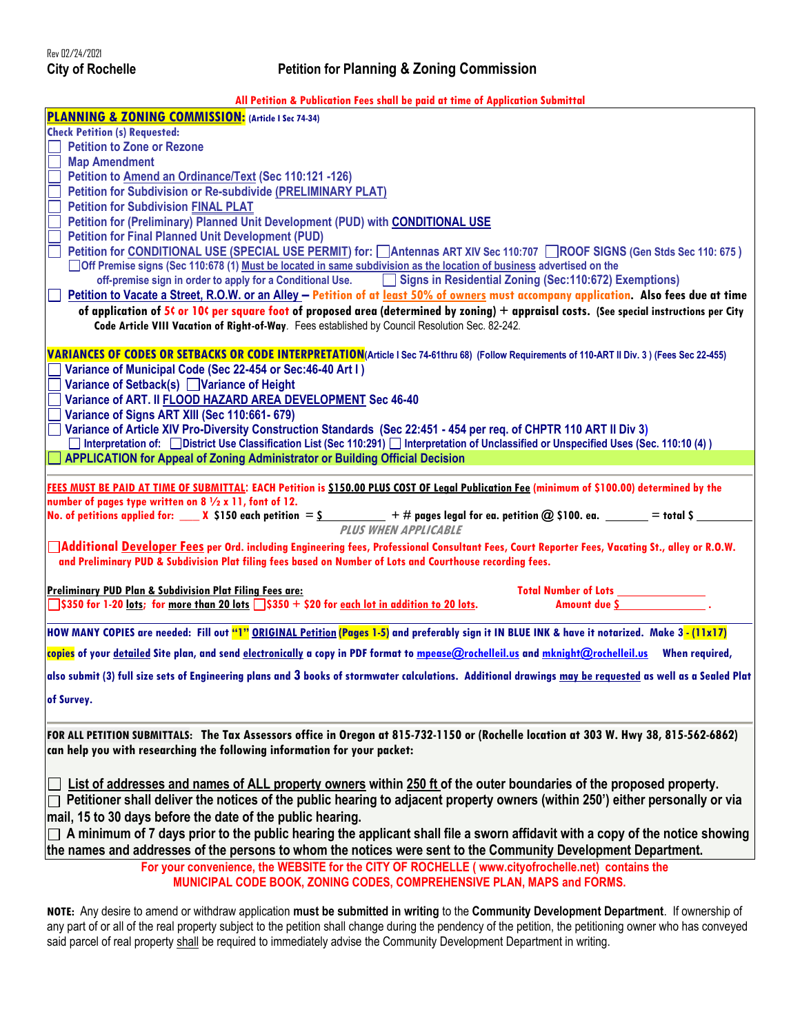Rev 02/24/2021

**City of Rochelle** — **Petition for Planning & Zoning Commission**

**All Petition & Publication Fees shall be paid at time of Application Submittal**

## PLANNING & ZONING COMMISSION: (Article I Sec 74-34)

**Check Petition (s) Requested:**

- ☐ Petition to Zone or Rezone
- ☐ Map Amendment
- ☐ Petition to Amend an Ordinance/Text (Sec 110:121 -126)
- ☐ Petition for Subdivision or Re-subdivide (PRELIMINARY PLAT)
- ☐ Petition for Subdivision FINAL PLAT
- ☐ Petition for (Preliminary) Planned Unit Development (PUD) with CONDITIONAL USE
- ☐ Petition for Final Planned Unit Development (PUD)
- ☐ Petition for CONDITIONAL USE (SPECIAL USE PERMIT) for: ☐ Antennas ART XIV Sec 110:707 ☐ ROOF SIGNS (Gen Stds Sec 110: 675 )
  - ☐ Off Premise signs (Sec 110:678 (1) Must be located in same subdivision as the location of business advertised on the off-premise sign in order to apply for a Conditional Use. ☐ Signs in Residential Zoning (Sec:110:672) Exemptions)
- ☐ Petition to Vacate a Street, R.O.W. or an Alley – **Petition of at least 50% of owners must accompany application. Also fees due at time of application of 5¢ or 10¢ per square foot of proposed area (determined by zoning) + appraisal costs. (See special instructions per City Code Article VIII Vacation of Right-of-Way.** Fees established by Council Resolution Sec. 82-242.

## VARIANCES OF CODES OR SETBACKS OR CODE INTERPRETATION (Article I Sec 74-61thru 68) (Follow Requirements of 110-ART II Div. 3 ) (Fees Sec 22-455)

- ☐ Variance of Municipal Code (Sec 22-454 or Sec:46-40 Art I )
- ☐ Variance of Setback(s) ☐ Variance of Height
- ☐ Variance of ART. II FLOOD HAZARD AREA DEVELOPMENT Sec 46-40
- ☐ Variance of Signs ART XIII (Sec 110:661- 679)
- ☐ Variance of Article XIV Pro-Diversity Construction Standards (Sec 22:451 - 454 per req. of CHPTR 110 ART II Div 3)
  - ☐ Interpretation of: ☐ District Use Classification List (Sec 110:291) ☐ Interpretation of Unclassified or Unspecified Uses (Sec. 110:10 (4) )
- ☐ APPLICATION for Appeal of Zoning Administrator or Building Official Decision

**FEES MUST BE PAID AT TIME OF SUBMITTAL: EACH Petition is $150.00 PLUS COST OF Legal Publication Fee (minimum of $100.00) determined by the number of pages type written on 8 ½ x 11, font of 12.**

**No. of petitions applied for: ____ X $150 each petition = $__________ + # pages legal for ea. petition @ $100. ea. _______ = total $ _________**

*PLUS WHEN APPLICABLE*

☐ **Additional Developer Fees per Ord. including Engineering fees, Professional Consultant Fees, Court Reporter Fees, Vacating St., alley or R.O.W. and Preliminary PUD & Subdivision Plat filing fees based on Number of Lots and Courthouse recording fees.**

**Preliminary PUD Plan & Subdivision Plat Filing Fees are:** — **Total Number of Lots ______________**

☐ **$350 for 1-20 lots; for more than 20 lots** ☐ **$350 + $20 for each lot in addition to 20 lots.** — **Amount due $______________ .**

**HOW MANY COPIES are needed: Fill out "1" ORIGINAL Petition (Pages 1-5) and preferably sign it IN BLUE INK & have it notarized. Make 3 - (11x17) copies of your detailed Site plan, and send electronically a copy in PDF format to mpease@rochelleil.us and mknight@rochelleil.us When required, also submit (3) full size sets of Engineering plans and 3 books of stormwater calculations. Additional drawings may be requested as well as a Sealed Plat of Survey.**

**FOR ALL PETITION SUBMITTALS: The Tax Assessors office in Oregon at 815-732-1150 or (Rochelle location at 303 W. Hwy 38, 815-562-6862) can help you with researching the following information for your packet:**

- ☐ List of addresses and names of ALL property owners within 250 ft of the outer boundaries of the proposed property.
- ☐ Petitioner shall deliver the notices of the public hearing to adjacent property owners (within 250') either personally or via mail, 15 to 30 days before the date of the public hearing.
- ☐ A minimum of 7 days prior to the public hearing the applicant shall file a sworn affidavit with a copy of the notice showing the names and addresses of the persons to whom the notices were sent to the Community Development Department.

**For your convenience, the WEBSITE for the CITY OF ROCHELLE ( www.cityofrochelle.net) contains the MUNICIPAL CODE BOOK, ZONING CODES, COMPREHENSIVE PLAN, MAPS and FORMS.**

**NOTE:** Any desire to amend or withdraw application **must be submitted in writing** to the **Community Development Department**. If ownership of any part of or all of the real property subject to the petition shall change during the pendency of the petition, the petitioning owner who has conveyed said parcel of real property shall be required to immediately advise the Community Development Department in writing.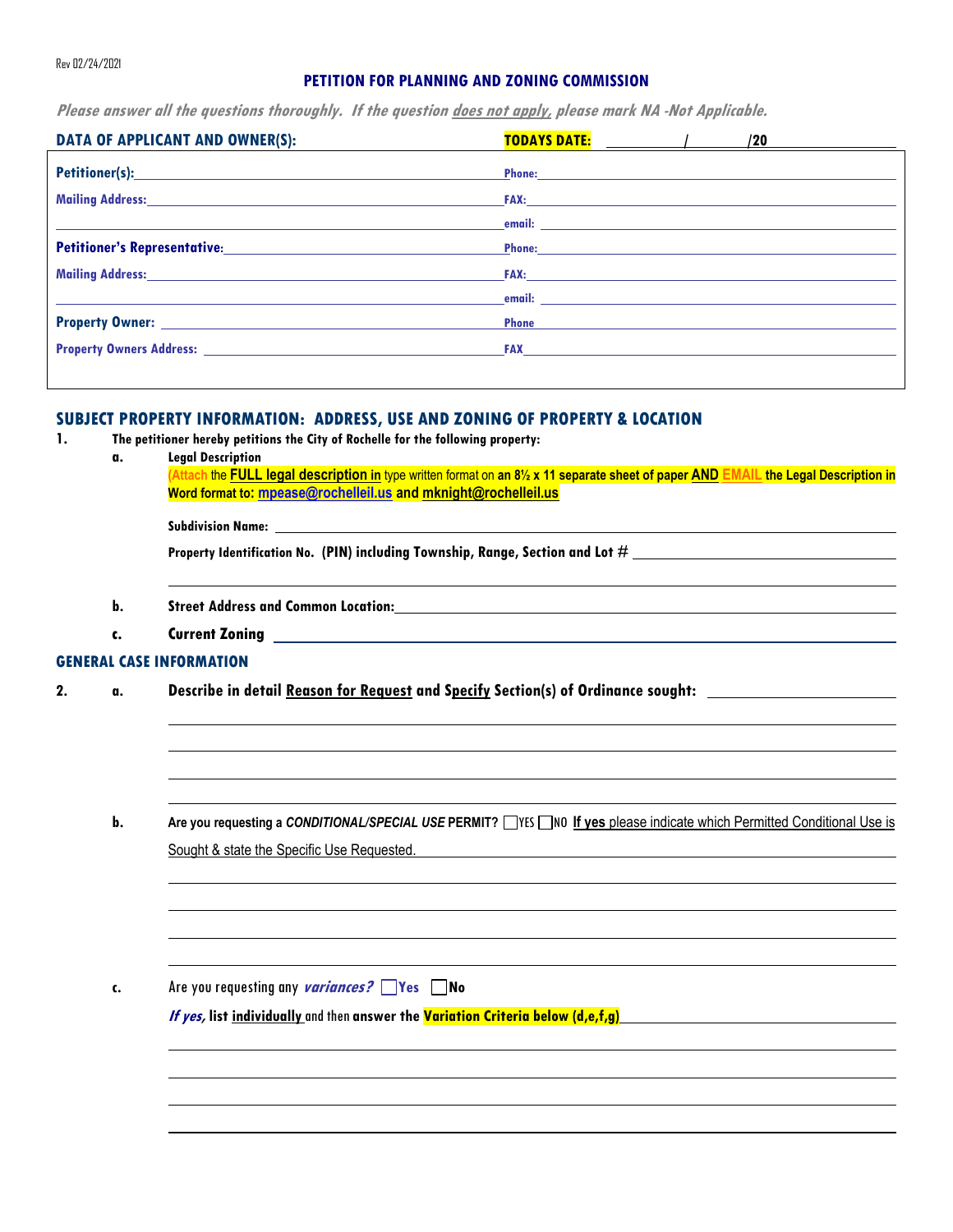Rev 02/24/2021

# PETITION FOR PLANNING AND ZONING COMMISSION

***Please answer all the questions thoroughly. If the question does not apply, please mark NA -Not Applicable.***

## DATA OF APPLICANT AND OWNER(S):

**TODAYS DATE:** _______ / _______ /20 _______

**Petitioner(s):** ______________________ **Phone:** ______________________

**Mailing Address:** ______________________ **FAX:** ______________________

______________________ **email:** ______________________

**Petitioner's Representative:** ______________________ **Phone:** ______________________

**Mailing Address:** ______________________ **FAX:** ______________________

______________________ **email:** ______________________

**Property Owner:** ______________________ **Phone** ______________________

**Property Owners Address:** ______________________ **FAX** ______________________

## SUBJECT PROPERTY INFORMATION: ADDRESS, USE AND ZONING OF PROPERTY & LOCATION

**1.** **The petitioner hereby petitions the City of Rochelle for the following property:**

**a.** **Legal Description**

(Attach the **FULL legal description in** type written format on **an 8½ x 11 separate sheet of paper AND EMAIL the Legal Description in Word format to: mpease@rochelleil.us and mknight@rochelleil.us**

**Subdivision Name:** ______________________

**Property Identification No. (PIN) including Township, Range, Section and Lot #** ______________________

______________________

**b.** **Street Address and Common Location:** ______________________

**c.** **Current Zoning** ______________________

## GENERAL CASE INFORMATION

**2.** **a.** **Describe in detail Reason for Request and Specify Section(s) of Ordinance sought:** ______________________

______________________

______________________

______________________

______________________

**b.** **Are you requesting a *CONDITIONAL/SPECIAL USE* PERMIT?** ☐ YES ☐ NO **If yes** please indicate which Permitted Conditional Use is Sought & state the Specific Use Requested.

______________________

______________________

______________________

______________________

**c.** Are you requesting any ***variances?*** ☐ **Yes** ☐ **No**

***If yes,*** **list individually** and then **answer the Variation Criteria below (d,e,f,g)**

______________________

______________________

______________________

______________________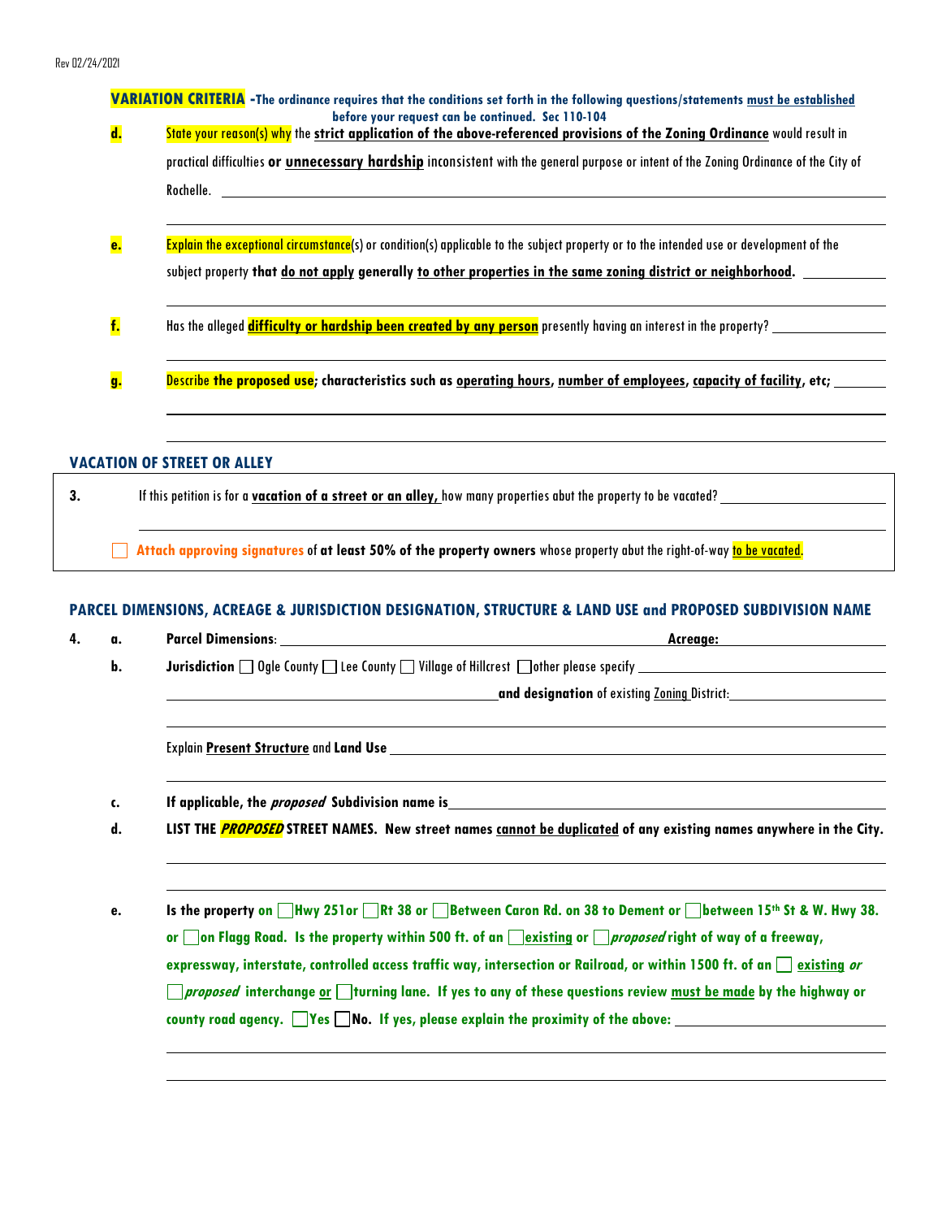**VARIATION CRITERIA** -**The ordinance requires that the conditions set forth in the following questions/statements must be established before your request can be continued. Sec 110-104**

**d.** State your reason(s) why the **strict application of the above-referenced provisions of the Zoning Ordinance** would result in practical difficulties **or unnecessary hardship** inconsistent with the general purpose or intent of the Zoning Ordinance of the City of Rochelle. \_\_\_\_\_\_\_\_\_\_\_\_\_\_\_\_\_\_\_\_

\_\_\_\_\_\_\_\_\_\_\_\_\_\_\_\_\_\_\_\_

**e.** Explain the exceptional circumstance(s) or condition(s) applicable to the subject property or to the intended use or development of the subject property **that do not apply generally to other properties in the same zoning district or neighborhood.** \_\_\_\_\_\_\_\_\_\_

\_\_\_\_\_\_\_\_\_\_\_\_\_\_\_\_\_\_\_\_

**f.** Has the alleged **difficulty or hardship been created by any person** presently having an interest in the property? \_\_\_\_\_\_\_\_\_\_

\_\_\_\_\_\_\_\_\_\_\_\_\_\_\_\_\_\_\_\_

**g.** Describe **the proposed use; characteristics such as operating hours, number of employees, capacity of facility, etc;** \_\_\_\_\_\_\_\_\_\_

\_\_\_\_\_\_\_\_\_\_\_\_\_\_\_\_\_\_\_\_

\_\_\_\_\_\_\_\_\_\_\_\_\_\_\_\_\_\_\_\_

## VACATION OF STREET OR ALLEY

**3.** If this petition is for a **vacation of a street or an alley,** how many properties abut the property to be vacated? \_\_\_\_\_\_\_\_\_\_

\_\_\_\_\_\_\_\_\_\_\_\_\_\_\_\_\_\_\_\_

☐ **Attach approving signatures** of **at least 50% of the property owners** whose property abut the right-of-way to be vacated.

## PARCEL DIMENSIONS, ACREAGE & JURISDICTION DESIGNATION, STRUCTURE & LAND USE and PROPOSED SUBDIVISION NAME

**4. a.** **Parcel Dimensions**: \_\_\_\_\_\_\_\_\_\_\_\_\_\_\_\_\_\_\_\_ **Acreage:** \_\_\_\_\_\_\_\_\_\_

**b.** **Jurisdiction** ☐ Ogle County ☐ Lee County ☐ Village of Hillcrest ☐ other please specify \_\_\_\_\_\_\_\_\_\_

\_\_\_\_\_\_\_\_\_\_\_\_\_\_\_\_\_\_\_\_ **and designation** of existing Zoning District: \_\_\_\_\_\_\_\_\_\_

\_\_\_\_\_\_\_\_\_\_\_\_\_\_\_\_\_\_\_\_

Explain **Present Structure** and **Land Use** \_\_\_\_\_\_\_\_\_\_\_\_\_\_\_\_\_\_\_\_

\_\_\_\_\_\_\_\_\_\_\_\_\_\_\_\_\_\_\_\_

**c.** **If applicable, the *proposed* Subdivision name is** \_\_\_\_\_\_\_\_\_\_\_\_\_\_\_\_\_\_\_\_

**d.** **LIST THE *PROPOSED* STREET NAMES. New street names cannot be duplicated of any existing names anywhere in the City.**

\_\_\_\_\_\_\_\_\_\_\_\_\_\_\_\_\_\_\_\_

\_\_\_\_\_\_\_\_\_\_\_\_\_\_\_\_\_\_\_\_

**e.** **Is the property on ☐ Hwy 251or ☐ Rt 38 or ☐ Between Caron Rd. on 38 to Dement or ☐ between 15th St & W. Hwy 38. or ☐ on Flagg Road. Is the property within 500 ft. of an ☐ existing or ☐ *proposed* right of way of a freeway, expressway, interstate, controlled access traffic way, intersection or Railroad, or within 1500 ft. of an ☐ existing *or* ☐ *proposed* interchange or ☐ turning lane. If yes to any of these questions review must be made by the highway or county road agency. ☐ Yes ☐ No. If yes, please explain the proximity of the above:** \_\_\_\_\_\_\_\_\_\_

\_\_\_\_\_\_\_\_\_\_\_\_\_\_\_\_\_\_\_\_

\_\_\_\_\_\_\_\_\_\_\_\_\_\_\_\_\_\_\_\_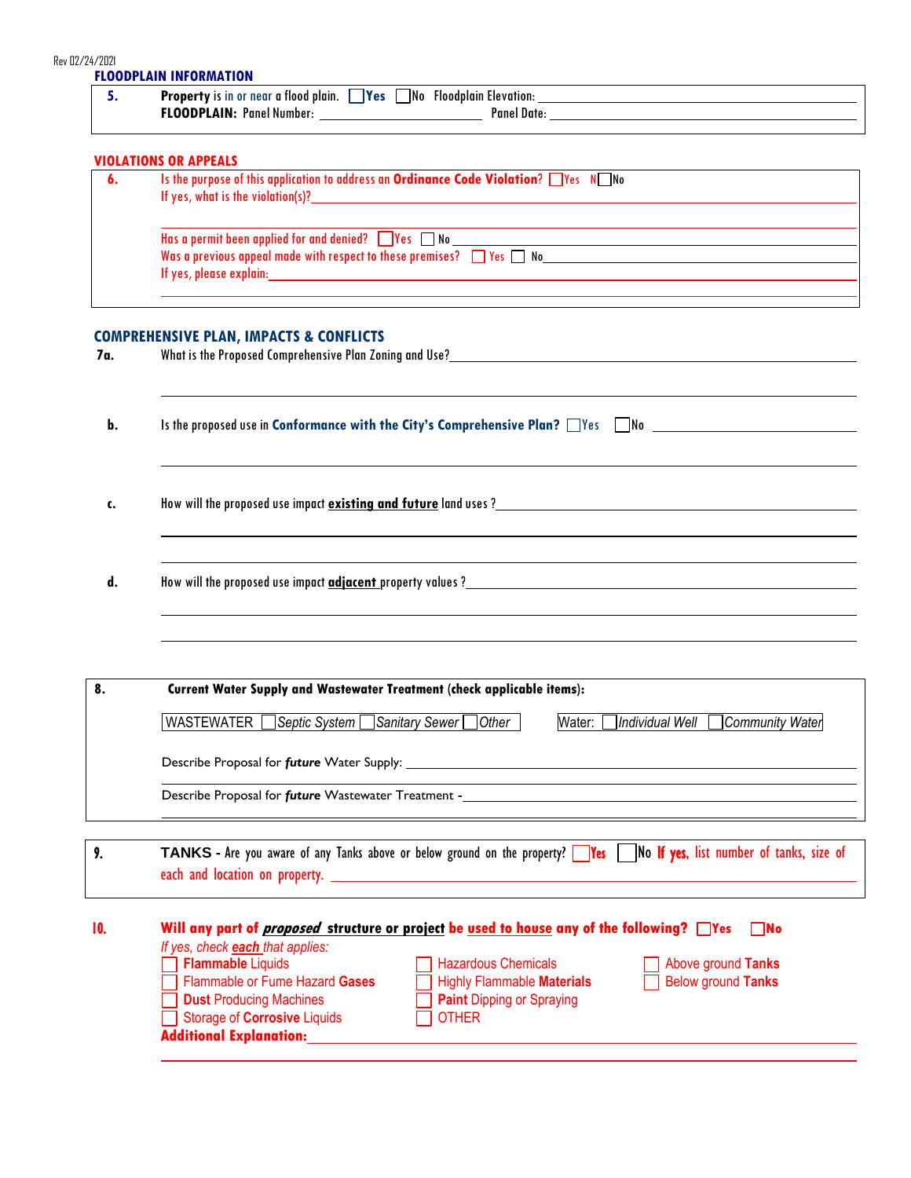Rev 02/24/2021

## FLOODPLAIN INFORMATION

**5.** **Property** is in or near a flood plain. ☐ **Yes** ☐ No Floodplain Elevation: ____________________

**FLOODPLAIN:** Panel Number: ____________________ Panel Date: ____________________

## VIOLATIONS OR APPEALS

**6.** Is the purpose of this application to address an **Ordinance Code Violation**? ☐ Yes N☐ No

If yes, what is the violation(s)? ____________________

Has a permit been applied for and denied? ☐ Yes ☐ No ____________________

Was a previous appeal made with respect to these premises? ☐ Yes ☐ No ____________________

If yes, please explain: ____________________

## COMPREHENSIVE PLAN, IMPACTS & CONFLICTS

**7a.** What is the Proposed Comprehensive Plan Zoning and Use? ____________________

**b.** Is the proposed use in **Conformance with the City's Comprehensive Plan?** ☐ Yes ☐ No ____________________

**c.** How will the proposed use impact **existing and future** land uses ? ____________________

**d.** How will the proposed use impact **adjacent** property values ? ____________________

**8.** **Current Water Supply and Wastewater Treatment** (check applicable items):

WASTEWATER ☐ *Septic System* ☐ *Sanitary Sewer* ☐ *Other*    Water: ☐ *Individual Well* ☐ *Community Water*

Describe Proposal for ***future*** Water Supply: ____________________

Describe Proposal for ***future*** Wastewater Treatment - ____________________

**9.** **TANKS -** Are you aware of any Tanks above or below ground on the property? ☐ **Yes** ☐ No **If yes**, list number of tanks, size of each and location on property. ____________________

**10.** **Will any part of *proposed* structure or project be used to house any of the following?** ☐ **Yes** ☐ **No**

*If yes, check **each** that applies:*

- ☐ **Flammable** Liquids
- ☐ Flammable or Fume Hazard **Gases**
- ☐ **Dust** Producing Machines
- ☐ Storage of **Corrosive** Liquids
- ☐ Hazardous Chemicals
- ☐ Highly Flammable **Materials**
- ☐ **Paint** Dipping or Spraying
- ☐ OTHER
- ☐ Above ground **Tanks**
- ☐ Below ground **Tanks**

**Additional Explanation:** ____________________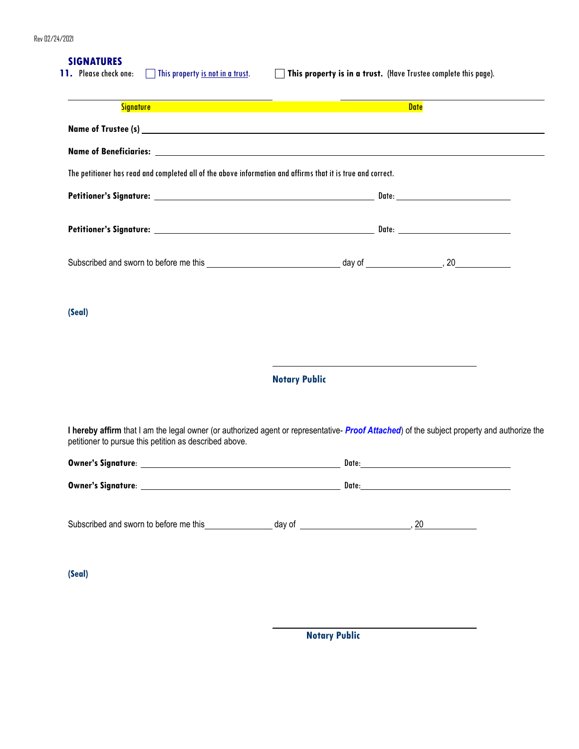## SIGNATURES

**11.** Please check one: ☐ This property is not in a trust. ☐ **This property is in a trust.** (Have Trustee complete this page).

\_\_\_\_\_\_\_\_\_\_\_\_\_\_\_\_\_\_\_\_\_\_\_\_\_\_\_\_\_\_\_\_ \_\_\_\_\_\_\_\_\_\_\_\_\_\_\_\_\_\_\_\_

Signature Date

**Name of Trustee (s)** \_\_\_\_\_\_\_\_\_\_\_\_\_\_\_\_\_\_\_\_\_\_\_\_\_\_\_\_\_\_\_\_\_\_\_\_\_\_\_\_

**Name of Beneficiaries:** \_\_\_\_\_\_\_\_\_\_\_\_\_\_\_\_\_\_\_\_\_\_\_\_\_\_\_\_\_\_\_\_\_\_\_\_\_\_\_\_

The petitioner has read and completed all of the above information and affirms that it is true and correct.

**Petitioner's Signature:** \_\_\_\_\_\_\_\_\_\_\_\_\_\_\_\_\_\_\_\_\_\_\_\_\_\_\_\_\_\_ Date: \_\_\_\_\_\_\_\_\_\_\_\_\_\_\_\_

**Petitioner's Signature:** \_\_\_\_\_\_\_\_\_\_\_\_\_\_\_\_\_\_\_\_\_\_\_\_\_\_\_\_\_\_ Date: \_\_\_\_\_\_\_\_\_\_\_\_\_\_\_\_

Subscribed and sworn to before me this \_\_\_\_\_\_\_\_\_\_\_\_\_\_\_\_ day of \_\_\_\_\_\_\_\_\_\_\_\_, 20\_\_\_\_\_\_\_\_

**(Seal)**

\_\_\_\_\_\_\_\_\_\_\_\_\_\_\_\_\_\_\_\_\_\_\_\_\_\_\_\_\_\_

**Notary Public**

**I hereby affirm** that I am the legal owner (or authorized agent or representative- ***Proof Attached***) of the subject property and authorize the petitioner to pursue this petition as described above.

**Owner's Signature**: \_\_\_\_\_\_\_\_\_\_\_\_\_\_\_\_\_\_\_\_\_\_\_\_\_\_\_\_\_\_ Date: \_\_\_\_\_\_\_\_\_\_\_\_\_\_\_\_\_\_\_\_

**Owner's Signature**: \_\_\_\_\_\_\_\_\_\_\_\_\_\_\_\_\_\_\_\_\_\_\_\_\_\_\_\_\_\_ Date: \_\_\_\_\_\_\_\_\_\_\_\_\_\_\_\_\_\_\_\_

Subscribed and sworn to before me this \_\_\_\_\_\_\_\_\_\_ day of \_\_\_\_\_\_\_\_\_\_\_\_\_\_\_\_, 20\_\_\_\_\_\_\_\_

**(Seal)**

\_\_\_\_\_\_\_\_\_\_\_\_\_\_\_\_\_\_\_\_\_\_\_\_\_\_\_\_\_\_

**Notary Public**